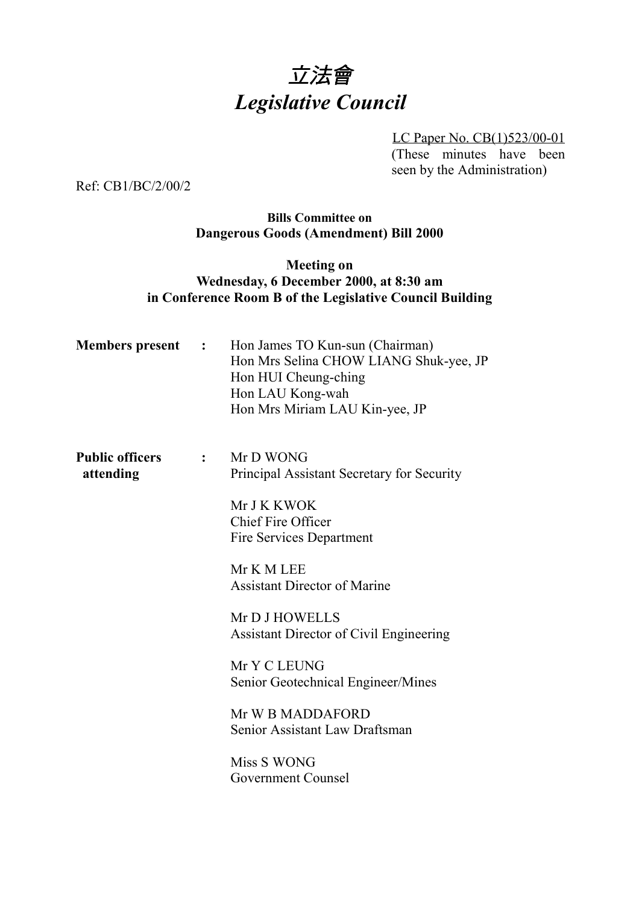# 立法會
# *Legislative Council*

LC Paper No. CB(1)523/00-01
(These minutes have been seen by the Administration)

Ref: CB1/BC/2/00/2

**Bills Committee on**
**Dangerous Goods (Amendment) Bill 2000**

**Meeting on**
**Wednesday, 6 December 2000, at 8:30 am**
**in Conference Room B of the Legislative Council Building**

**Members present :**

Hon James TO Kun-sun (Chairman)
Hon Mrs Selina CHOW LIANG Shuk-yee, JP
Hon HUI Cheung-ching
Hon LAU Kong-wah
Hon Mrs Miriam LAU Kin-yee, JP

**Public officers attending :**

Mr D WONG
Principal Assistant Secretary for Security

Mr J K KWOK
Chief Fire Officer
Fire Services Department

Mr K M LEE
Assistant Director of Marine

Mr D J HOWELLS
Assistant Director of Civil Engineering

Mr Y C LEUNG
Senior Geotechnical Engineer/Mines

Mr W B MADDAFORD
Senior Assistant Law Draftsman

Miss S WONG
Government Counsel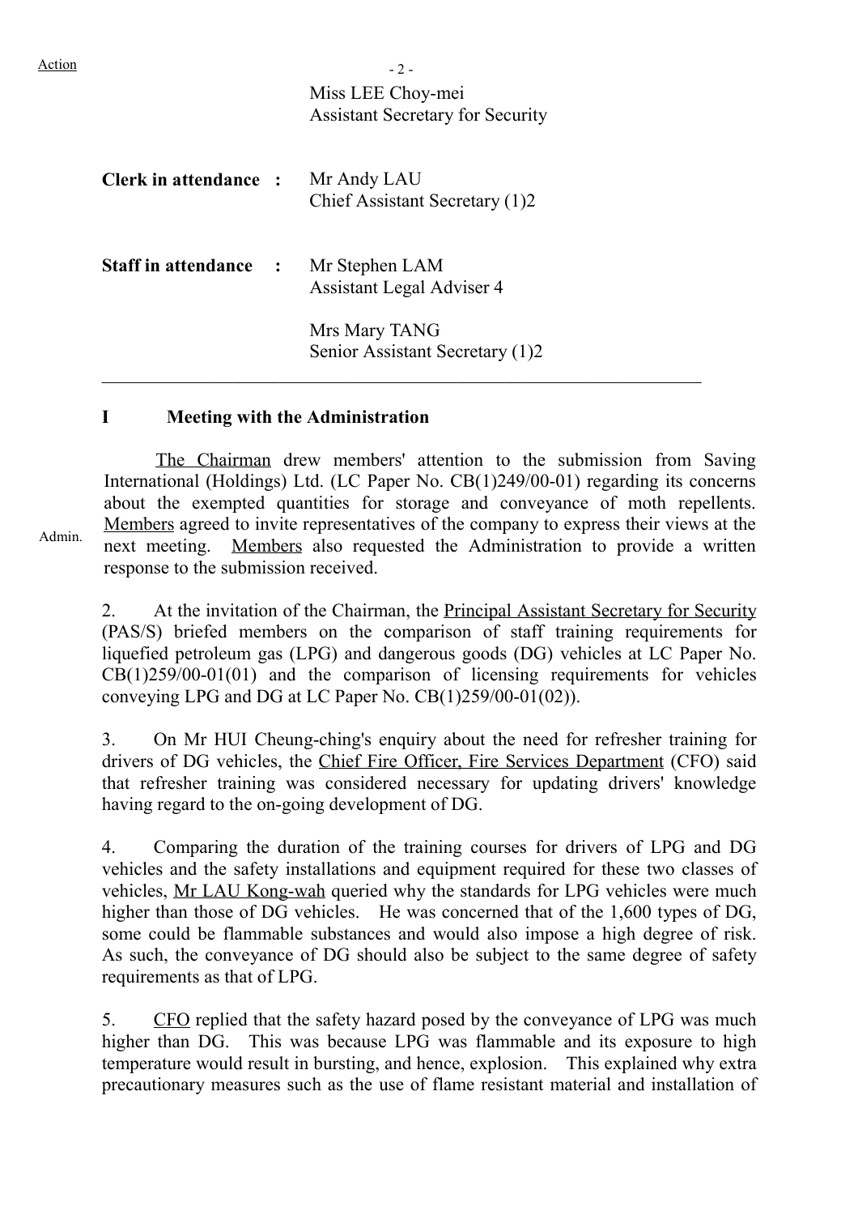Action

Miss LEE Choy-mei
Assistant Secretary for Security

**Clerk in attendance :** Mr Andy LAU
Chief Assistant Secretary (1)2

**Staff in attendance :** Mr Stephen LAM
Assistant Legal Adviser 4

Mrs Mary TANG
Senior Assistant Secretary (1)2

---

## I Meeting with the Administration

The Chairman drew members' attention to the submission from Saving International (Holdings) Ltd. (LC Paper No. CB(1)249/00-01) regarding its concerns about the exempted quantities for storage and conveyance of moth repellents. Members agreed to invite representatives of the company to express their views at the next meeting. Members also requested the Administration to provide a written response to the submission received.

Admin.

2. At the invitation of the Chairman, the Principal Assistant Secretary for Security (PAS/S) briefed members on the comparison of staff training requirements for liquefied petroleum gas (LPG) and dangerous goods (DG) vehicles at LC Paper No. CB(1)259/00-01(01) and the comparison of licensing requirements for vehicles conveying LPG and DG at LC Paper No. CB(1)259/00-01(02)).

3. On Mr HUI Cheung-ching's enquiry about the need for refresher training for drivers of DG vehicles, the Chief Fire Officer, Fire Services Department (CFO) said that refresher training was considered necessary for updating drivers' knowledge having regard to the on-going development of DG.

4. Comparing the duration of the training courses for drivers of LPG and DG vehicles and the safety installations and equipment required for these two classes of vehicles, Mr LAU Kong-wah queried why the standards for LPG vehicles were much higher than those of DG vehicles. He was concerned that of the 1,600 types of DG, some could be flammable substances and would also impose a high degree of risk. As such, the conveyance of DG should also be subject to the same degree of safety requirements as that of LPG.

5. CFO replied that the safety hazard posed by the conveyance of LPG was much higher than DG. This was because LPG was flammable and its exposure to high temperature would result in bursting, and hence, explosion. This explained why extra precautionary measures such as the use of flame resistant material and installation of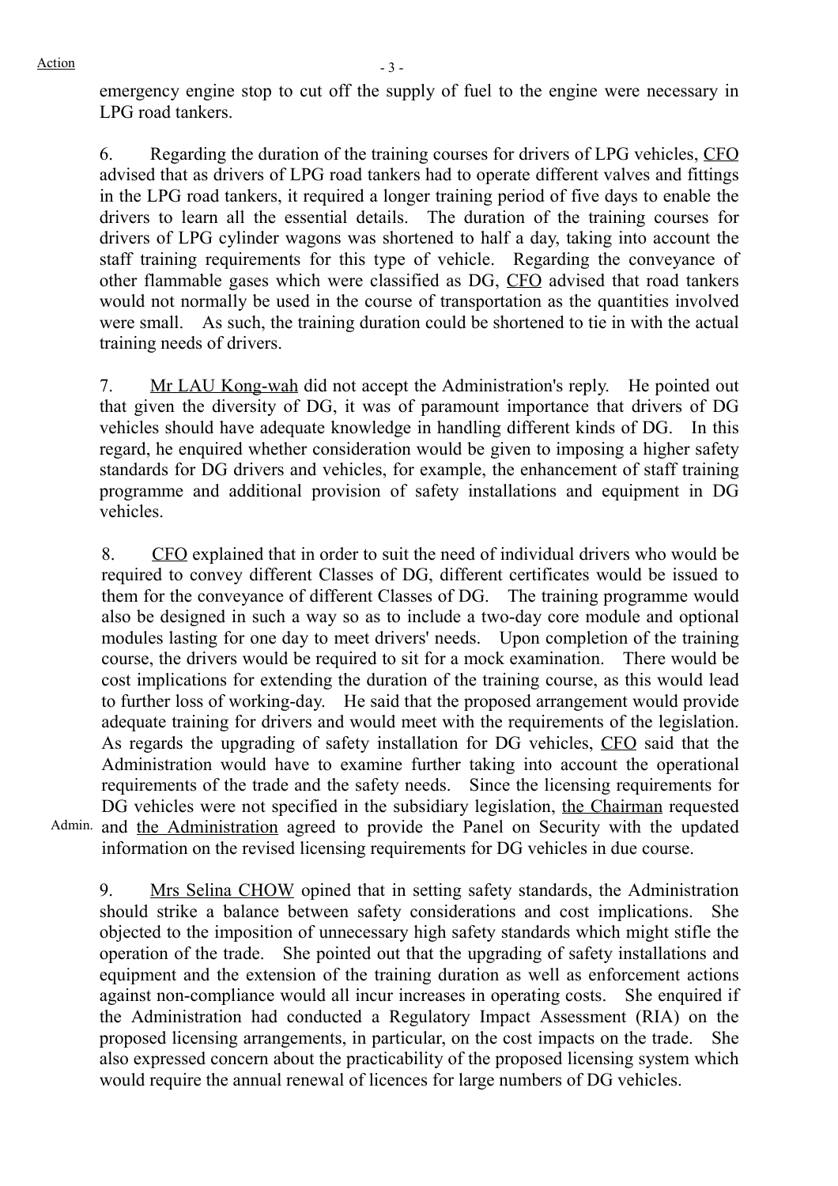emergency engine stop to cut off the supply of fuel to the engine were necessary in LPG road tankers.

6. Regarding the duration of the training courses for drivers of LPG vehicles, CFO advised that as drivers of LPG road tankers had to operate different valves and fittings in the LPG road tankers, it required a longer training period of five days to enable the drivers to learn all the essential details. The duration of the training courses for drivers of LPG cylinder wagons was shortened to half a day, taking into account the staff training requirements for this type of vehicle. Regarding the conveyance of other flammable gases which were classified as DG, CFO advised that road tankers would not normally be used in the course of transportation as the quantities involved were small. As such, the training duration could be shortened to tie in with the actual training needs of drivers.

7. Mr LAU Kong-wah did not accept the Administration's reply. He pointed out that given the diversity of DG, it was of paramount importance that drivers of DG vehicles should have adequate knowledge in handling different kinds of DG. In this regard, he enquired whether consideration would be given to imposing a higher safety standards for DG drivers and vehicles, for example, the enhancement of staff training programme and additional provision of safety installations and equipment in DG vehicles.

8. CFO explained that in order to suit the need of individual drivers who would be required to convey different Classes of DG, different certificates would be issued to them for the conveyance of different Classes of DG. The training programme would also be designed in such a way so as to include a two-day core module and optional modules lasting for one day to meet drivers' needs. Upon completion of the training course, the drivers would be required to sit for a mock examination. There would be cost implications for extending the duration of the training course, as this would lead to further loss of working-day. He said that the proposed arrangement would provide adequate training for drivers and would meet with the requirements of the legislation. As regards the upgrading of safety installation for DG vehicles, CFO said that the Administration would have to examine further taking into account the operational requirements of the trade and the safety needs. Since the licensing requirements for DG vehicles were not specified in the subsidiary legislation, the Chairman requested and the Administration agreed to provide the Panel on Security with the updated information on the revised licensing requirements for DG vehicles in due course.

Admin.

9. Mrs Selina CHOW opined that in setting safety standards, the Administration should strike a balance between safety considerations and cost implications. She objected to the imposition of unnecessary high safety standards which might stifle the operation of the trade. She pointed out that the upgrading of safety installations and equipment and the extension of the training duration as well as enforcement actions against non-compliance would all incur increases in operating costs. She enquired if the Administration had conducted a Regulatory Impact Assessment (RIA) on the proposed licensing arrangements, in particular, on the cost impacts on the trade. She also expressed concern about the practicability of the proposed licensing system which would require the annual renewal of licences for large numbers of DG vehicles.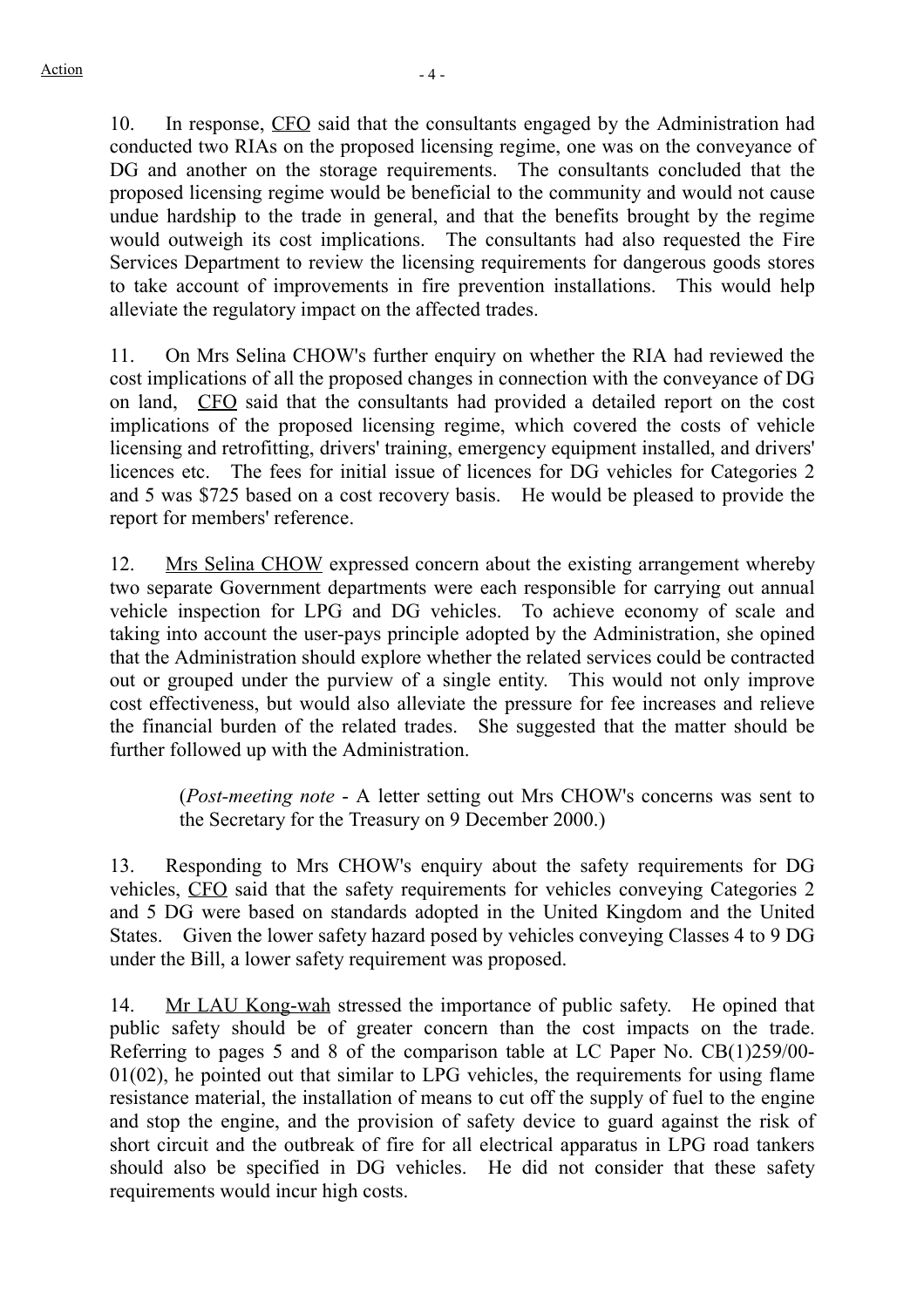10. In response, <u>CFO</u> said that the consultants engaged by the Administration had conducted two RIAs on the proposed licensing regime, one was on the conveyance of DG and another on the storage requirements. The consultants concluded that the proposed licensing regime would be beneficial to the community and would not cause undue hardship to the trade in general, and that the benefits brought by the regime would outweigh its cost implications. The consultants had also requested the Fire Services Department to review the licensing requirements for dangerous goods stores to take account of improvements in fire prevention installations. This would help alleviate the regulatory impact on the affected trades.

11. On Mrs Selina CHOW's further enquiry on whether the RIA had reviewed the cost implications of all the proposed changes in connection with the conveyance of DG on land, <u>CFO</u> said that the consultants had provided a detailed report on the cost implications of the proposed licensing regime, which covered the costs of vehicle licensing and retrofitting, drivers' training, emergency equipment installed, and drivers' licences etc. The fees for initial issue of licences for DG vehicles for Categories 2 and 5 was $725 based on a cost recovery basis. He would be pleased to provide the report for members' reference.

12. <u>Mrs Selina CHOW</u> expressed concern about the existing arrangement whereby two separate Government departments were each responsible for carrying out annual vehicle inspection for LPG and DG vehicles. To achieve economy of scale and taking into account the user-pays principle adopted by the Administration, she opined that the Administration should explore whether the related services could be contracted out or grouped under the purview of a single entity. This would not only improve cost effectiveness, but would also alleviate the pressure for fee increases and relieve the financial burden of the related trades. She suggested that the matter should be further followed up with the Administration.

> (*Post-meeting note* - A letter setting out Mrs CHOW's concerns was sent to the Secretary for the Treasury on 9 December 2000.)

13. Responding to Mrs CHOW's enquiry about the safety requirements for DG vehicles, <u>CFO</u> said that the safety requirements for vehicles conveying Categories 2 and 5 DG were based on standards adopted in the United Kingdom and the United States. Given the lower safety hazard posed by vehicles conveying Classes 4 to 9 DG under the Bill, a lower safety requirement was proposed.

14. <u>Mr LAU Kong-wah</u> stressed the importance of public safety. He opined that public safety should be of greater concern than the cost impacts on the trade. Referring to pages 5 and 8 of the comparison table at LC Paper No. CB(1)259/00-01(02), he pointed out that similar to LPG vehicles, the requirements for using flame resistance material, the installation of means to cut off the supply of fuel to the engine and stop the engine, and the provision of safety device to guard against the risk of short circuit and the outbreak of fire for all electrical apparatus in LPG road tankers should also be specified in DG vehicles. He did not consider that these safety requirements would incur high costs.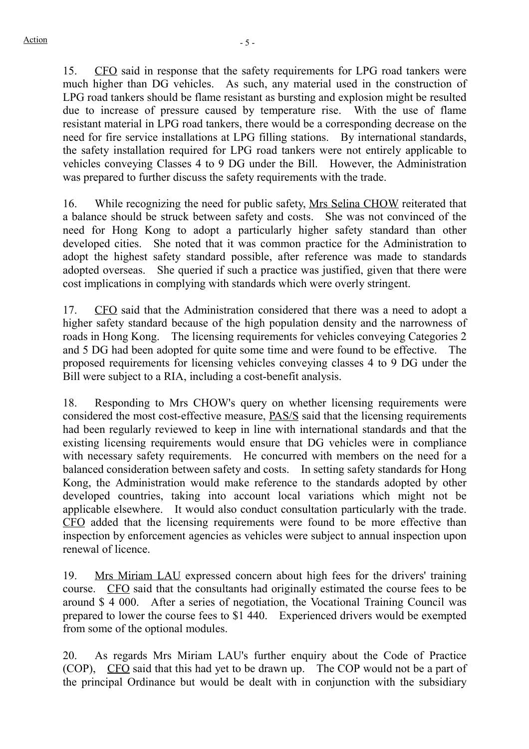15. CFO said in response that the safety requirements for LPG road tankers were much higher than DG vehicles. As such, any material used in the construction of LPG road tankers should be flame resistant as bursting and explosion might be resulted due to increase of pressure caused by temperature rise. With the use of flame resistant material in LPG road tankers, there would be a corresponding decrease on the need for fire service installations at LPG filling stations. By international standards, the safety installation required for LPG road tankers were not entirely applicable to vehicles conveying Classes 4 to 9 DG under the Bill. However, the Administration was prepared to further discuss the safety requirements with the trade.

16. While recognizing the need for public safety, Mrs Selina CHOW reiterated that a balance should be struck between safety and costs. She was not convinced of the need for Hong Kong to adopt a particularly higher safety standard than other developed cities. She noted that it was common practice for the Administration to adopt the highest safety standard possible, after reference was made to standards adopted overseas. She queried if such a practice was justified, given that there were cost implications in complying with standards which were overly stringent.

17. CFO said that the Administration considered that there was a need to adopt a higher safety standard because of the high population density and the narrowness of roads in Hong Kong. The licensing requirements for vehicles conveying Categories 2 and 5 DG had been adopted for quite some time and were found to be effective. The proposed requirements for licensing vehicles conveying classes 4 to 9 DG under the Bill were subject to a RIA, including a cost-benefit analysis.

18. Responding to Mrs CHOW's query on whether licensing requirements were considered the most cost-effective measure, PAS/S said that the licensing requirements had been regularly reviewed to keep in line with international standards and that the existing licensing requirements would ensure that DG vehicles were in compliance with necessary safety requirements. He concurred with members on the need for a balanced consideration between safety and costs. In setting safety standards for Hong Kong, the Administration would make reference to the standards adopted by other developed countries, taking into account local variations which might not be applicable elsewhere. It would also conduct consultation particularly with the trade. CFO added that the licensing requirements were found to be more effective than inspection by enforcement agencies as vehicles were subject to annual inspection upon renewal of licence.

19. Mrs Miriam LAU expressed concern about high fees for the drivers' training course. CFO said that the consultants had originally estimated the course fees to be around $ 4 000. After a series of negotiation, the Vocational Training Council was prepared to lower the course fees to $1 440. Experienced drivers would be exempted from some of the optional modules.

20. As regards Mrs Miriam LAU's further enquiry about the Code of Practice (COP), CFO said that this had yet to be drawn up. The COP would not be a part of the principal Ordinance but would be dealt with in conjunction with the subsidiary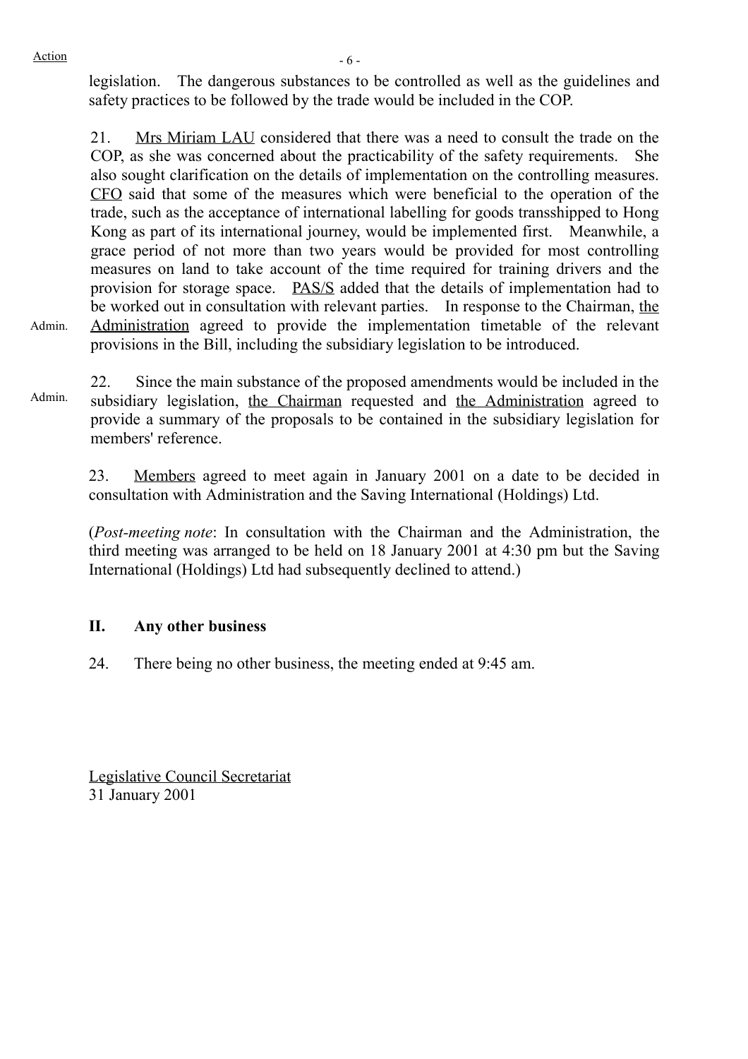Action

legislation. The dangerous substances to be controlled as well as the guidelines and safety practices to be followed by the trade would be included in the COP.

21. Mrs Miriam LAU considered that there was a need to consult the trade on the COP, as she was concerned about the practicability of the safety requirements. She also sought clarification on the details of implementation on the controlling measures. CFO said that some of the measures which were beneficial to the operation of the trade, such as the acceptance of international labelling for goods transshipped to Hong Kong as part of its international journey, would be implemented first. Meanwhile, a grace period of not more than two years would be provided for most controlling measures on land to take account of the time required for training drivers and the provision for storage space. PAS/S added that the details of implementation had to be worked out in consultation with relevant parties. In response to the Chairman, the Administration agreed to provide the implementation timetable of the relevant provisions in the Bill, including the subsidiary legislation to be introduced.

Admin.

22. Since the main substance of the proposed amendments would be included in the subsidiary legislation, the Chairman requested and the Administration agreed to provide a summary of the proposals to be contained in the subsidiary legislation for members' reference.

Admin.

23. Members agreed to meet again in January 2001 on a date to be decided in consultation with Administration and the Saving International (Holdings) Ltd.

(*Post-meeting note*: In consultation with the Chairman and the Administration, the third meeting was arranged to be held on 18 January 2001 at 4:30 pm but the Saving International (Holdings) Ltd had subsequently declined to attend.)

## II. Any other business

24. There being no other business, the meeting ended at 9:45 am.

Legislative Council Secretariat
31 January 2001